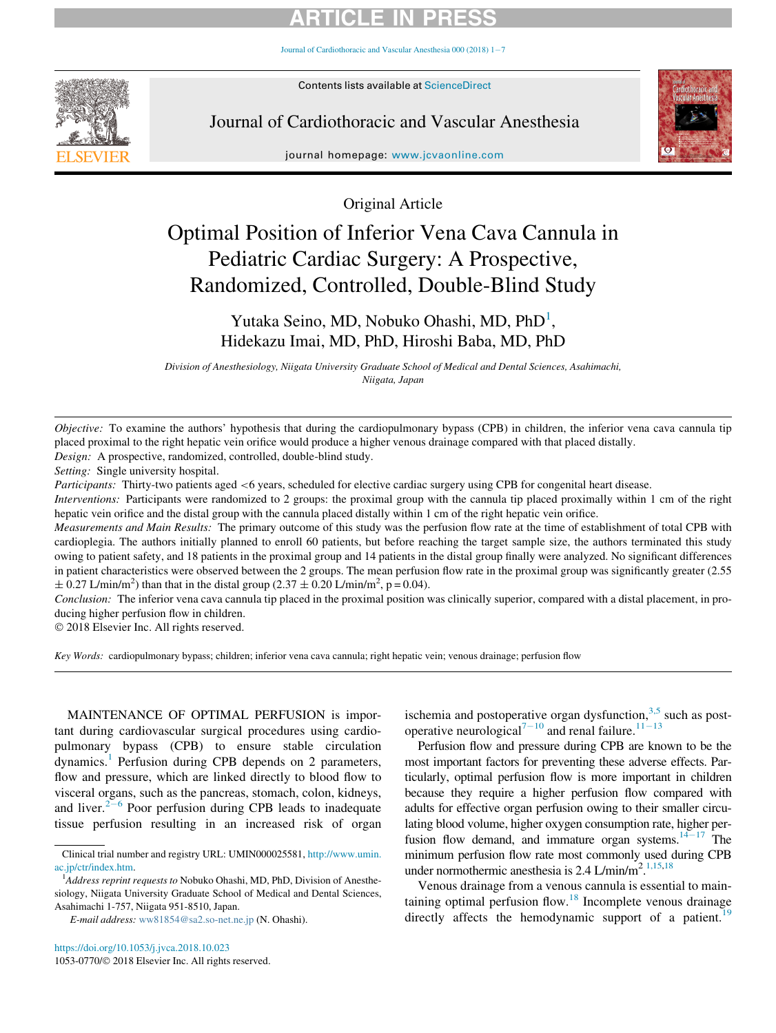Original Article

# Optimal Position of Inferior Vena Cava Cannula in Pediatric Cardiac Surgery: A Prospective, Randomized, Controlled, Double-Blind Study

Yutaka Seino, MD, Nobuko Ohashi, MD, PhD[1], Hidekazu Imai, MD, PhD, Hiroshi Baba, MD, PhD

*Division of Anesthesiology, Niigata University Graduate School of Medical and Dental Sciences, Asahimachi, Niigata, Japan*

*Objective:* To examine the authors' hypothesis that during the cardiopulmonary bypass (CPB) in children, the inferior vena cava cannula tip placed proximal to the right hepatic vein orifice would produce a higher venous drainage compared with that placed distally.

*Design:* A prospective, randomized, controlled, double-blind study.

*Setting:* Single university hospital.

*Participants:* Thirty-two patients aged <6 years, scheduled for elective cardiac surgery using CPB for congenital heart disease.

*Interventions:* Participants were randomized to 2 groups: the proximal group with the cannula tip placed proximally within 1 cm of the right hepatic vein orifice and the distal group with the cannula placed distally within 1 cm of the right hepatic vein orifice.

*Measurements and Main Results:* The primary outcome of this study was the perfusion flow rate at the time of establishment of total CPB with cardioplegia. The authors initially planned to enroll 60 patients, but before reaching the target sample size, the authors terminated this study owing to patient safety, and 18 patients in the proximal group and 14 patients in the distal group finally were analyzed. No significant differences in patient characteristics were observed between the 2 groups. The mean perfusion flow rate in the proximal group was significantly greater (2.55 $\pm$ 0.27 L/min/m$^2$) than that in the distal group (2.37 $\pm$ 0.20 L/min/m$^2$, p = 0.04).

*Conclusion:* The inferior vena cava cannula tip placed in the proximal position was clinically superior, compared with a distal placement, in producing higher perfusion flow in children.

© 2018 Elsevier Inc. All rights reserved.

*Key Words:* cardiopulmonary bypass; children; inferior vena cava cannula; right hepatic vein; venous drainage; perfusion flow

MAINTENANCE OF OPTIMAL PERFUSION is important during cardiovascular surgical procedures using cardiopulmonary bypass (CPB) to ensure stable circulation dynamics.[1] Perfusion during CPB depends on 2 parameters, flow and pressure, which are linked directly to blood flow to visceral organs, such as the pancreas, stomach, colon, kidneys, and liver.[2−6] Poor perfusion during CPB leads to inadequate tissue perfusion resulting in an increased risk of organ ischemia and postoperative organ dysfunction,[3,5] such as postoperative neurological[7−10] and renal failure.[11−13]

Perfusion flow and pressure during CPB are known to be the most important factors for preventing these adverse effects. Particularly, optimal perfusion flow is more important in children because they require a higher perfusion flow compared with adults for effective organ perfusion owing to their smaller circulating blood volume, higher oxygen consumption rate, higher perfusion flow demand, and immature organ systems.[14−17] The minimum perfusion flow rate most commonly used during CPB under normothermic anesthesia is 2.4 L/min/m$^2$.[1,15,18]

Venous drainage from a venous cannula is essential to maintaining optimal perfusion flow.[18] Incomplete venous drainage directly affects the hemodynamic support of a patient.[19]

---

Clinical trial number and registry URL: UMIN000025581, http://www.umin.ac.jp/ctr/index.htm.

[1]*Address reprint requests to* Nobuko Ohashi, MD, PhD, Division of Anesthesiology, Niigata University Graduate School of Medical and Dental Sciences, Asahimachi 1-757, Niigata 951-8510, Japan.

*E-mail address:* ww81854@sa2.so-net.ne.jp (N. Ohashi).

https://doi.org/10.1053/j.jvca.2018.10.023
1053-0770/© 2018 Elsevier Inc. All rights reserved.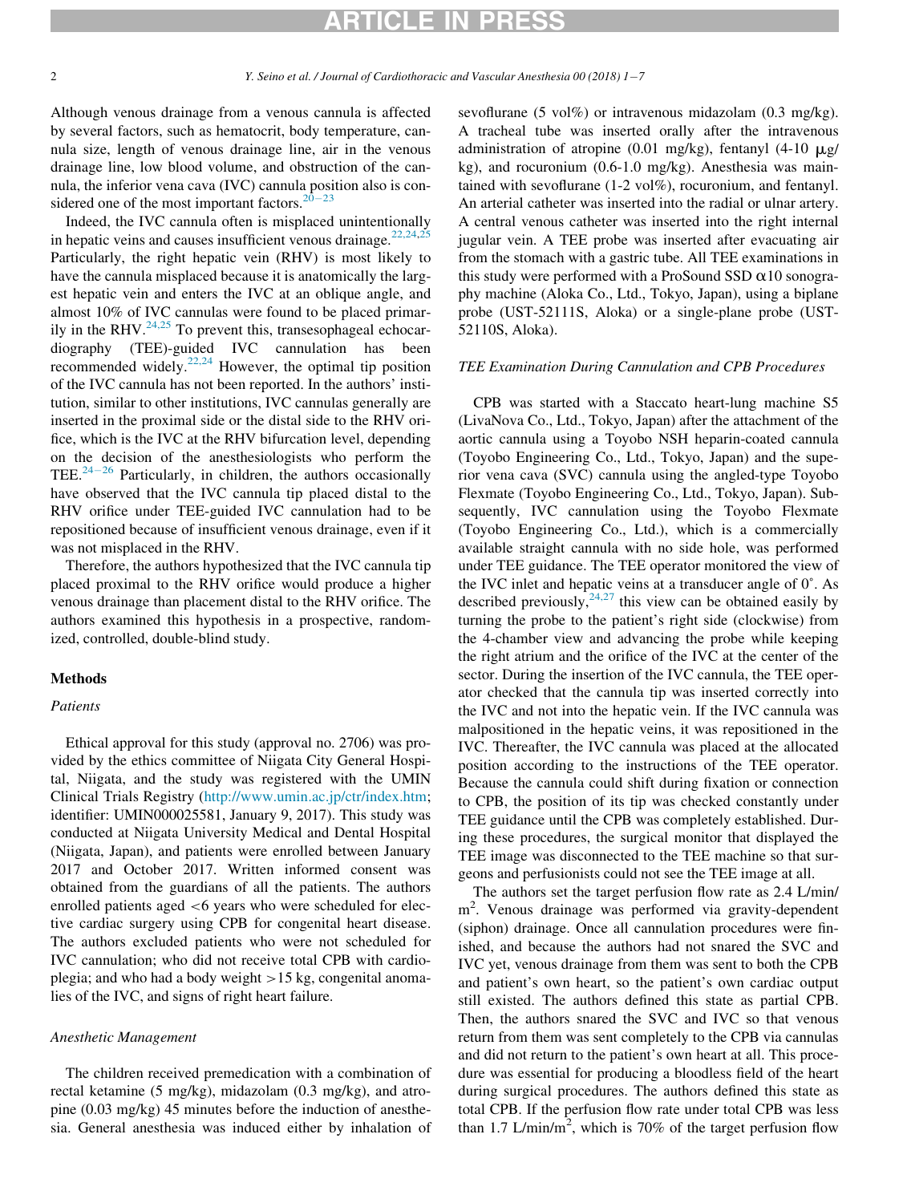Although venous drainage from a venous cannula is affected by several factors, such as hematocrit, body temperature, cannula size, length of venous drainage line, air in the venous drainage line, low blood volume, and obstruction of the cannula, the inferior vena cava (IVC) cannula position also is considered one of the most important factors.[20-23]

Indeed, the IVC cannula often is misplaced unintentionally in hepatic veins and causes insufficient venous drainage.[22,24,25] Particularly, the right hepatic vein (RHV) is most likely to have the cannula misplaced because it is anatomically the largest hepatic vein and enters the IVC at an oblique angle, and almost 10% of IVC cannulas were found to be placed primarily in the RHV.[24,25] To prevent this, transesophageal echocardiography (TEE)-guided IVC cannulation has been recommended widely.[22,24] However, the optimal tip position of the IVC cannula has not been reported. In the authors' institution, similar to other institutions, IVC cannulas generally are inserted in the proximal side or the distal side to the RHV orifice, which is the IVC at the RHV bifurcation level, depending on the decision of the anesthesiologists who perform the TEE.[24-26] Particularly, in children, the authors occasionally have observed that the IVC cannula tip placed distal to the RHV orifice under TEE-guided IVC cannulation had to be repositioned because of insufficient venous drainage, even if it was not misplaced in the RHV.

Therefore, the authors hypothesized that the IVC cannula tip placed proximal to the RHV orifice would produce a higher venous drainage than placement distal to the RHV orifice. The authors examined this hypothesis in a prospective, randomized, controlled, double-blind study.

## Methods

### *Patients*

Ethical approval for this study (approval no. 2706) was provided by the ethics committee of Niigata City General Hospital, Niigata, and the study was registered with the UMIN Clinical Trials Registry (http://www.umin.ac.jp/ctr/index.htm; identifier: UMIN000025581, January 9, 2017). This study was conducted at Niigata University Medical and Dental Hospital (Niigata, Japan), and patients were enrolled between January 2017 and October 2017. Written informed consent was obtained from the guardians of all the patients. The authors enrolled patients aged <6 years who were scheduled for elective cardiac surgery using CPB for congenital heart disease. The authors excluded patients who were not scheduled for IVC cannulation; who did not receive total CPB with cardioplegia; and who had a body weight >15 kg, congenital anomalies of the IVC, and signs of right heart failure.

### *Anesthetic Management*

The children received premedication with a combination of rectal ketamine (5 mg/kg), midazolam (0.3 mg/kg), and atropine (0.03 mg/kg) 45 minutes before the induction of anesthesia. General anesthesia was induced either by inhalation of sevoflurane (5 vol%) or intravenous midazolam (0.3 mg/kg). A tracheal tube was inserted orally after the intravenous administration of atropine (0.01 mg/kg), fentanyl (4-10 μg/kg), and rocuronium (0.6-1.0 mg/kg). Anesthesia was maintained with sevoflurane (1-2 vol%), rocuronium, and fentanyl. An arterial catheter was inserted into the radial or ulnar artery. A central venous catheter was inserted into the right internal jugular vein. A TEE probe was inserted after evacuating air from the stomach with a gastric tube. All TEE examinations in this study were performed with a ProSound SSD α10 sonography machine (Aloka Co., Ltd., Tokyo, Japan), using a biplane probe (UST-52111S, Aloka) or a single-plane probe (UST-52110S, Aloka).

### *TEE Examination During Cannulation and CPB Procedures*

CPB was started with a Staccato heart-lung machine S5 (LivaNova Co., Ltd., Tokyo, Japan) after the attachment of the aortic cannula using a Toyobo NSH heparin-coated cannula (Toyobo Engineering Co., Ltd., Tokyo, Japan) and the superior vena cava (SVC) cannula using the angled-type Toyobo Flexmate (Toyobo Engineering Co., Ltd., Tokyo, Japan). Subsequently, IVC cannulation using the Toyobo Flexmate (Toyobo Engineering Co., Ltd.), which is a commercially available straight cannula with no side hole, was performed under TEE guidance. The TEE operator monitored the view of the IVC inlet and hepatic veins at a transducer angle of 0°. As described previously,[24,27] this view can be obtained easily by turning the probe to the patient's right side (clockwise) from the 4-chamber view and advancing the probe while keeping the right atrium and the orifice of the IVC at the center of the sector. During the insertion of the IVC cannula, the TEE operator checked that the cannula tip was inserted correctly into the IVC and not into the hepatic vein. If the IVC cannula was malpositioned in the hepatic veins, it was repositioned in the IVC. Thereafter, the IVC cannula was placed at the allocated position according to the instructions of the TEE operator. Because the cannula could shift during fixation or connection to CPB, the position of its tip was checked constantly under TEE guidance until the CPB was completely established. During these procedures, the surgical monitor that displayed the TEE image was disconnected to the TEE machine so that surgeons and perfusionists could not see the TEE image at all.

The authors set the target perfusion flow rate as 2.4 L/min/m$^2$. Venous drainage was performed via gravity-dependent (siphon) drainage. Once all cannulation procedures were finished, and because the authors had not snared the SVC and IVC yet, venous drainage from them was sent to both the CPB and patient's own heart, so the patient's own cardiac output still existed. The authors defined this state as partial CPB. Then, the authors snared the SVC and IVC so that venous return from them was sent completely to the CPB via cannulas and did not return to the patient's own heart at all. This procedure was essential for producing a bloodless field of the heart during surgical procedures. The authors defined this state as total CPB. If the perfusion flow rate under total CPB was less than 1.7 L/min/m$^2$, which is 70% of the target perfusion flow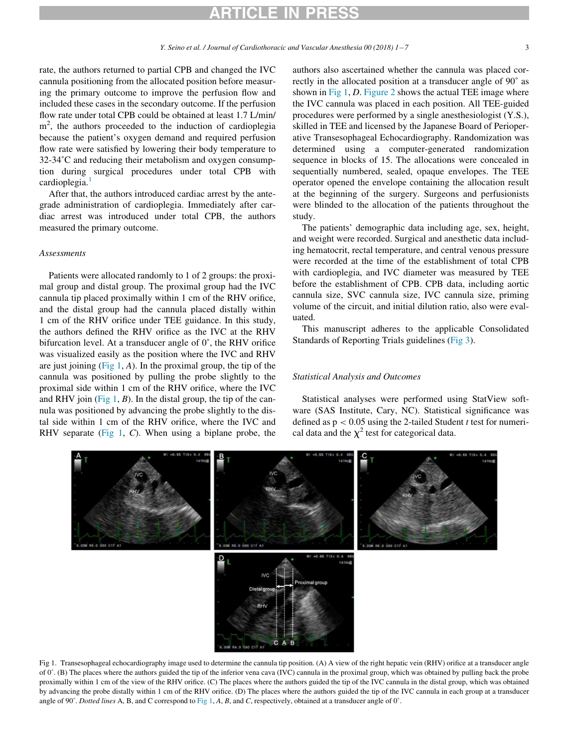rate, the authors returned to partial CPB and changed the IVC cannula positioning from the allocated position before measuring the primary outcome to improve the perfusion flow and included these cases in the secondary outcome. If the perfusion flow rate under total CPB could be obtained at least 1.7 L/min/m$^2$, the authors proceeded to the induction of cardioplegia because the patient's oxygen demand and required perfusion flow rate were satisfied by lowering their body temperature to 32-34˚C and reducing their metabolism and oxygen consumption during surgical procedures under total CPB with cardioplegia.[1]

After that, the authors introduced cardiac arrest by the antegrade administration of cardioplegia. Immediately after cardiac arrest was introduced under total CPB, the authors measured the primary outcome.

### *Assessments*

Patients were allocated randomly to 1 of 2 groups: the proximal group and distal group. The proximal group had the IVC cannula tip placed proximally within 1 cm of the RHV orifice, and the distal group had the cannula placed distally within 1 cm of the RHV orifice under TEE guidance. In this study, the authors defined the RHV orifice as the IVC at the RHV bifurcation level. At a transducer angle of 0˚, the RHV orifice was visualized easily as the position where the IVC and RHV are just joining (Fig 1, *A*). In the proximal group, the tip of the cannula was positioned by pulling the probe slightly to the proximal side within 1 cm of the RHV orifice, where the IVC and RHV join (Fig 1, *B*). In the distal group, the tip of the cannula was positioned by advancing the probe slightly to the distal side within 1 cm of the RHV orifice, where the IVC and RHV separate (Fig 1, *C*). When using a biplane probe, the authors also ascertained whether the cannula was placed correctly in the allocated position at a transducer angle of 90˚ as shown in Fig 1, *D*. Figure 2 shows the actual TEE image where the IVC cannula was placed in each position. All TEE-guided procedures were performed by a single anesthesiologist (Y.S.), skilled in TEE and licensed by the Japanese Board of Perioperative Transesophageal Echocardiography. Randomization was determined using a computer-generated randomization sequence in blocks of 15. The allocations were concealed in sequentially numbered, sealed, opaque envelopes. The TEE operator opened the envelope containing the allocation result at the beginning of the surgery. Surgeons and perfusionists were blinded to the allocation of the patients throughout the study.

The patients' demographic data including age, sex, height, and weight were recorded. Surgical and anesthetic data including hematocrit, rectal temperature, and central venous pressure were recorded at the time of the establishment of total CPB with cardioplegia, and IVC diameter was measured by TEE before the establishment of CPB. CPB data, including aortic cannula size, SVC cannula size, IVC cannula size, priming volume of the circuit, and initial dilution ratio, also were evaluated.

This manuscript adheres to the applicable Consolidated Standards of Reporting Trials guidelines (Fig 3).

### *Statistical Analysis and Outcomes*

Statistical analyses were performed using StatView software (SAS Institute, Cary, NC). Statistical significance was defined as $p < 0.05$ using the 2-tailed Student *t* test for numerical data and the $\chi^2$ test for categorical data.

Fig 1. Transesophageal echocardiography image used to determine the cannula tip position. (A) A view of the right hepatic vein (RHV) orifice at a transducer angle of 0˚. (B) The places where the authors guided the tip of the inferior vena cava (IVC) cannula in the proximal group, which was obtained by pulling back the probe proximally within 1 cm of the view of the RHV orifice. (C) The places where the authors guided the tip of the IVC cannula in the distal group, which was obtained by advancing the probe distally within 1 cm of the RHV orifice. (D) The places where the authors guided the tip of the IVC cannula in each group at a transducer angle of 90˚. *Dotted lines* A, B, and C correspond to Fig 1, *A*, *B*, and *C*, respectively, obtained at a transducer angle of 0˚.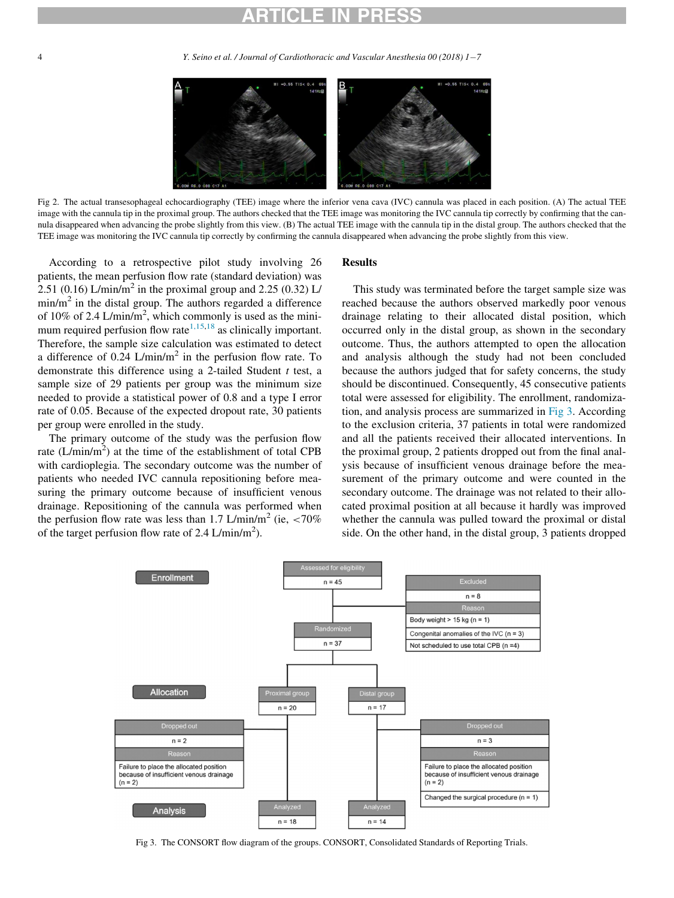Fig 2. The actual transesophageal echocardiography (TEE) image where the inferior vena cava (IVC) cannula was placed in each position. (A) The actual TEE image with the cannula tip in the proximal group. The authors checked that the TEE image was monitoring the IVC cannula tip correctly by confirming that the cannula disappeared when advancing the probe slightly from this view. (B) The actual TEE image with the cannula tip in the distal group. The authors checked that the TEE image was monitoring the IVC cannula tip correctly by confirming the cannula disappeared when advancing the probe slightly from this view.

According to a retrospective pilot study involving 26 patients, the mean perfusion flow rate (standard deviation) was 2.51 (0.16) L/min/m$^2$ in the proximal group and 2.25 (0.32) L/min/m$^2$ in the distal group. The authors regarded a difference of 10% of 2.4 L/min/m$^2$, which commonly is used as the minimum required perfusion flow rate[1,15,18] as clinically important. Therefore, the sample size calculation was estimated to detect a difference of 0.24 L/min/m$^2$ in the perfusion flow rate. To demonstrate this difference using a 2-tailed Student *t* test, a sample size of 29 patients per group was the minimum size needed to provide a statistical power of 0.8 and a type I error rate of 0.05. Because of the expected dropout rate, 30 patients per group were enrolled in the study.

The primary outcome of the study was the perfusion flow rate (L/min/m$^2$) at the time of the establishment of total CPB with cardioplegia. The secondary outcome was the number of patients who needed IVC cannula repositioning before measuring the primary outcome because of insufficient venous drainage. Repositioning of the cannula was performed when the perfusion flow rate was less than 1.7 L/min/m$^2$ (ie, <70% of the target perfusion flow rate of 2.4 L/min/m$^2$).

## Results

This study was terminated before the target sample size was reached because the authors observed markedly poor venous drainage relating to their allocated distal position, which occurred only in the distal group, as shown in the secondary outcome. Thus, the authors attempted to open the allocation and analysis although the study had not been concluded because the authors judged that for safety concerns, the study should be discontinued. Consequently, 45 consecutive patients total were assessed for eligibility. The enrollment, randomization, and analysis process are summarized in Fig 3. According to the exclusion criteria, 37 patients in total were randomized and all the patients received their allocated interventions. In the proximal group, 2 patients dropped out from the final analysis because of insufficient venous drainage before the measurement of the primary outcome and were counted in the secondary outcome. The drainage was not related to their allocated proximal position at all because it hardly was improved whether the cannula was pulled toward the proximal or distal side. On the other hand, in the distal group, 3 patients dropped

**Enrollment**

- Assessed for eligibility (n = 45)
- Excluded (n = 8)
  - Reason:
    - Body weight > 15 kg (n = 1)
    - Congenital anomalies of the IVC (n = 3)
    - Not scheduled to use total CPB (n =4)
- Randomized (n = 37)

**Allocation**

- Proximal group (n = 20)
  - Dropped out (n = 2)
    - Reason: Failure to place the allocated position because of insufficient venous drainage (n = 2)
- Distal group (n = 17)
  - Dropped out (n = 3)
    - Reason: Failure to place the allocated position because of insufficient venous drainage (n = 2)
    - Changed the surgical procedure (n = 1)

**Analysis**

- Proximal group: Analyzed (n = 18)
- Distal group: Analyzed (n = 14)

Fig 3. The CONSORT flow diagram of the groups. CONSORT, Consolidated Standards of Reporting Trials.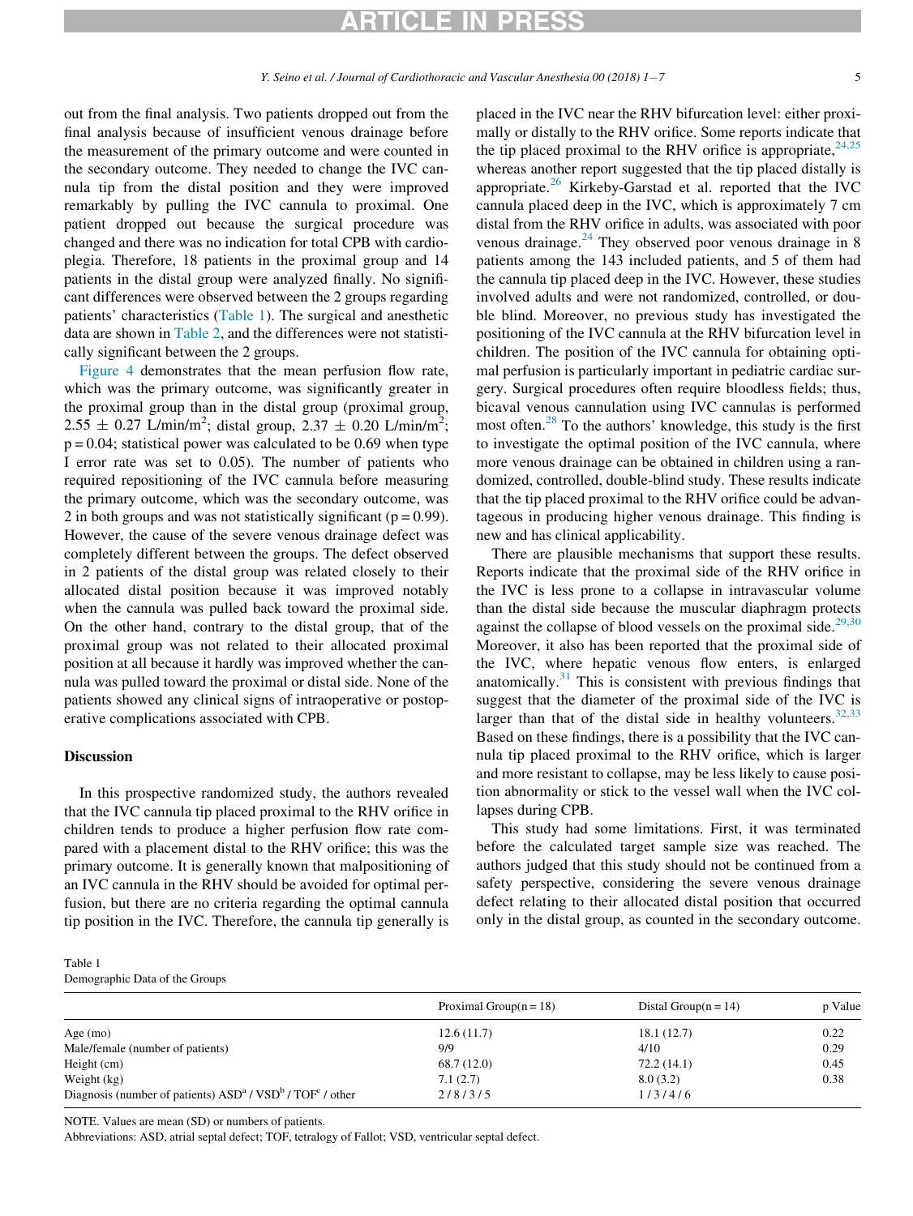out from the final analysis. Two patients dropped out from the final analysis because of insufficient venous drainage before the measurement of the primary outcome and were counted in the secondary outcome. They needed to change the IVC cannula tip from the distal position and they were improved remarkably by pulling the IVC cannula to proximal. One patient dropped out because the surgical procedure was changed and there was no indication for total CPB with cardioplegia. Therefore, 18 patients in the proximal group and 14 patients in the distal group were analyzed finally. No significant differences were observed between the 2 groups regarding patients' characteristics (Table 1). The surgical and anesthetic data are shown in Table 2, and the differences were not statistically significant between the 2 groups.

Figure 4 demonstrates that the mean perfusion flow rate, which was the primary outcome, was significantly greater in the proximal group than in the distal group (proximal group, $2.55 \pm 0.27$ L/min/m$^2$; distal group, $2.37 \pm 0.20$ L/min/m$^2$; $p = 0.04$; statistical power was calculated to be 0.69 when type I error rate was set to 0.05). The number of patients who required repositioning of the IVC cannula before measuring the primary outcome, which was the secondary outcome, was 2 in both groups and was not statistically significant ($p = 0.99$). However, the cause of the severe venous drainage defect was completely different between the groups. The defect observed in 2 patients of the distal group was related closely to their allocated distal position because it was improved notably when the cannula was pulled back toward the proximal side. On the other hand, contrary to the distal group, that of the proximal group was not related to their allocated proximal position at all because it hardly was improved whether the cannula was pulled toward the proximal or distal side. None of the patients showed any clinical signs of intraoperative or postoperative complications associated with CPB.

## Discussion

In this prospective randomized study, the authors revealed that the IVC cannula tip placed proximal to the RHV orifice in children tends to produce a higher perfusion flow rate compared with a placement distal to the RHV orifice; this was the primary outcome. It is generally known that malpositioning of an IVC cannula in the RHV should be avoided for optimal perfusion, but there are no criteria regarding the optimal cannula tip position in the IVC. Therefore, the cannula tip generally is placed in the IVC near the RHV bifurcation level: either proximally or distally to the RHV orifice. Some reports indicate that the tip placed proximal to the RHV orifice is appropriate,[24,25] whereas another report suggested that the tip placed distally is appropriate.[26] Kirkeby-Garstad et al. reported that the IVC cannula placed deep in the IVC, which is approximately 7 cm distal from the RHV orifice in adults, was associated with poor venous drainage.[24] They observed poor venous drainage in 8 patients among the 143 included patients, and 5 of them had the cannula tip placed deep in the IVC. However, these studies involved adults and were not randomized, controlled, or double blind. Moreover, no previous study has investigated the positioning of the IVC cannula at the RHV bifurcation level in children. The position of the IVC cannula for obtaining optimal perfusion is particularly important in pediatric cardiac surgery. Surgical procedures often require bloodless fields; thus, bicaval venous cannulation using IVC cannulas is performed most often.[28] To the authors' knowledge, this study is the first to investigate the optimal position of the IVC cannula, where more venous drainage can be obtained in children using a randomized, controlled, double-blind study. These results indicate that the tip placed proximal to the RHV orifice could be advantageous in producing higher venous drainage. This finding is new and has clinical applicability.

There are plausible mechanisms that support these results. Reports indicate that the proximal side of the RHV orifice in the IVC is less prone to a collapse in intravascular volume than the distal side because the muscular diaphragm protects against the collapse of blood vessels on the proximal side.[29,30] Moreover, it also has been reported that the proximal side of the IVC, where hepatic venous flow enters, is enlarged anatomically.[31] This is consistent with previous findings that suggest that the diameter of the proximal side of the IVC is larger than that of the distal side in healthy volunteers.[32,33] Based on these findings, there is a possibility that the IVC cannula tip placed proximal to the RHV orifice, which is larger and more resistant to collapse, may be less likely to cause position abnormality or stick to the vessel wall when the IVC collapses during CPB.

This study had some limitations. First, it was terminated before the calculated target sample size was reached. The authors judged that this study should not be continued from a safety perspective, considering the severe venous drainage defect relating to their allocated distal position that occurred only in the distal group, as counted in the secondary outcome.

Table 1
Demographic Data of the Groups

| | Proximal Group(n = 18) | Distal Group(n = 14) | p Value |
|---|---|---|---|
| Age (mo) | 12.6 (11.7) | 18.1 (12.7) | 0.22 |
| Male/female (number of patients) | 9/9 | 4/10 | 0.29 |
| Height (cm) | 68.7 (12.0) | 72.2 (14.1) | 0.45 |
| Weight (kg) | 7.1 (2.7) | 8.0 (3.2) | 0.38 |
| Diagnosis (number of patients) ASD[a] / VSD[b] / TOF[c] / other | 2 / 8 / 3 / 5 | 1 / 3 / 4 / 6 | |

NOTE. Values are mean (SD) or numbers of patients.

Abbreviations: ASD, atrial septal defect; TOF, tetralogy of Fallot; VSD, ventricular septal defect.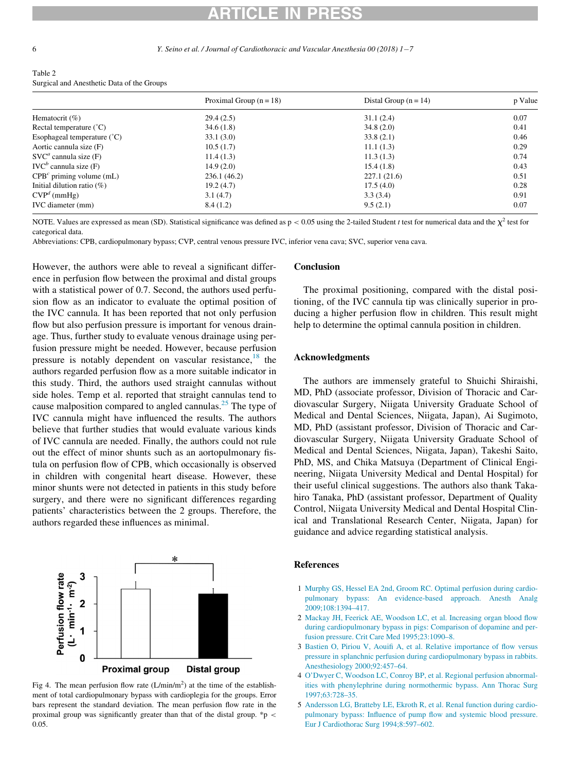Table 2
Surgical and Anesthetic Data of the Groups

| | Proximal Group (n = 18) | Distal Group (n = 14) | p Value |
|---|---|---|---|
| Hematocrit (%) | 29.4 (2.5) | 31.1 (2.4) | 0.07 |
| Rectal temperature (˚C) | 34.6 (1.8) | 34.8 (2.0) | 0.41 |
| Esophageal temperature (˚C) | 33.1 (3.0) | 33.8 (2.1) | 0.46 |
| Aortic cannula size (F) | 10.5 (1.7) | 11.1 (1.3) | 0.29 |
| SVC[a] cannula size (F) | 11.4 (1.3) | 11.3 (1.3) | 0.74 |
| IVC[b] cannula size (F) | 14.9 (2.0) | 15.4 (1.8) | 0.43 |
| CPB[c] priming volume (mL) | 236.1 (46.2) | 227.1 (21.6) | 0.51 |
| Initial dilution ratio (%) | 19.2 (4.7) | 17.5 (4.0) | 0.28 |
| CVP[d] (mmHg) | 3.1 (4.7) | 3.3 (3.4) | 0.91 |
| IVC diameter (mm) | 8.4 (1.2) | 9.5 (2.1) | 0.07 |

NOTE. Values are expressed as mean (SD). Statistical significance was defined as $p < 0.05$ using the 2-tailed Student *t* test for numerical data and the $\chi^2$ test for categorical data.

Abbreviations: CPB, cardiopulmonary bypass; CVP, central venous pressure IVC, inferior vena cava; SVC, superior vena cava.

However, the authors were able to reveal a significant difference in perfusion flow between the proximal and distal groups with a statistical power of 0.7. Second, the authors used perfusion flow as an indicator to evaluate the optimal position of the IVC cannula. It has been reported that not only perfusion flow but also perfusion pressure is important for venous drainage. Thus, further study to evaluate venous drainage using perfusion pressure might be needed. However, because perfusion pressure is notably dependent on vascular resistance,[18] the authors regarded perfusion flow as a more suitable indicator in this study. Third, the authors used straight cannulas without side holes. Temp et al. reported that straight cannulas tend to cause malposition compared to angled cannulas.[25] The type of IVC cannula might have influenced the results. The authors believe that further studies that would evaluate various kinds of IVC cannula are needed. Finally, the authors could not rule out the effect of minor shunts such as an aortopulmonary fistula on perfusion flow of CPB, which occasionally is observed in children with congenital heart disease. However, these minor shunts were not detected in patients in this study before surgery, and there were no significant differences regarding patients' characteristics between the 2 groups. Therefore, the authors regarded these influences as minimal.

Fig 4. The mean perfusion flow rate (L/min/m$^2$) at the time of the establishment of total cardiopulmonary bypass with cardioplegia for the groups. Error bars represent the standard deviation. The mean perfusion flow rate in the proximal group was significantly greater than that of the distal group. *$p < 0.05$.

## Conclusion

The proximal positioning, compared with the distal positioning, of the IVC cannula tip was clinically superior in producing a higher perfusion flow in children. This result might help to determine the optimal cannula position in children.

## Acknowledgments

The authors are immensely grateful to Shuichi Shiraishi, MD, PhD (associate professor, Division of Thoracic and Cardiovascular Surgery, Niigata University Graduate School of Medical and Dental Sciences, Niigata, Japan), Ai Sugimoto, MD, PhD (assistant professor, Division of Thoracic and Cardiovascular Surgery, Niigata University Graduate School of Medical and Dental Sciences, Niigata, Japan), Takeshi Saito, PhD, MS, and Chika Matsuya (Department of Clinical Engineering, Niigata University Medical and Dental Hospital) for their useful clinical suggestions. The authors also thank Takahiro Tanaka, PhD (assistant professor, Department of Quality Control, Niigata University Medical and Dental Hospital Clinical and Translational Research Center, Niigata, Japan) for guidance and advice regarding statistical analysis.

## References

1. Murphy GS, Hessel EA 2nd, Groom RC. Optimal perfusion during cardiopulmonary bypass: An evidence-based approach. Anesth Analg 2009;108:1394–417.
2. Mackay JH, Feerick AE, Woodson LC, et al. Increasing organ blood flow during cardiopulmonary bypass in pigs: Comparison of dopamine and perfusion pressure. Crit Care Med 1995;23:1090–8.
3. Bastien O, Piriou V, Aouifi A, et al. Relative importance of flow versus pressure in splanchnic perfusion during cardiopulmonary bypass in rabbits. Anesthesiology 2000;92:457–64.
4. O'Dwyer C, Woodson LC, Conroy BP, et al. Regional perfusion abnormalities with phenylephrine during normothermic bypass. Ann Thorac Surg 1997;63:728–35.
5. Andersson LG, Bratteby LE, Ekroth R, et al. Renal function during cardiopulmonary bypass: Influence of pump flow and systemic blood pressure. Eur J Cardiothorac Surg 1994;8:597–602.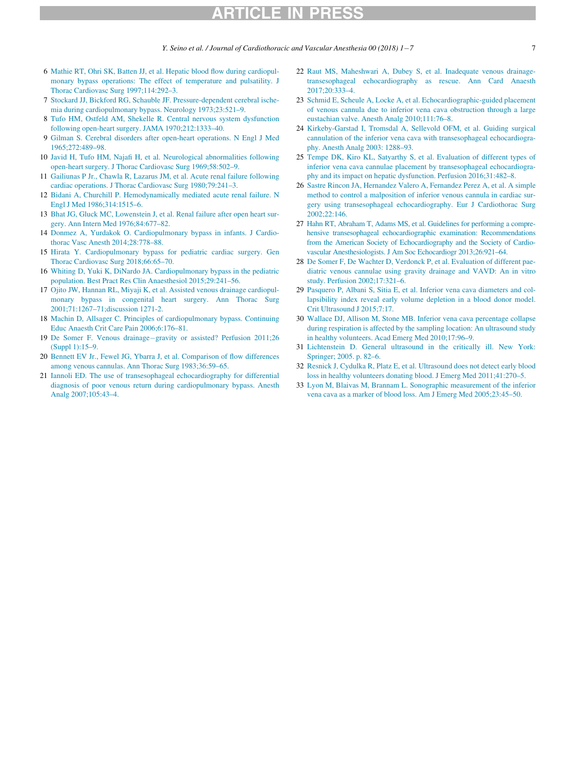6 Mathie RT, Ohri SK, Batten JJ, et al. Hepatic blood flow during cardiopulmonary bypass operations: The effect of temperature and pulsatility. J Thorac Cardiovasc Surg 1997;114:292–3.

7 Stockard JJ, Bickford RG, Schauble JF. Pressure-dependent cerebral ischemia during cardiopulmonary bypass. Neurology 1973;23:521–9.

8 Tufo HM, Ostfeld AM, Shekelle R. Central nervous system dysfunction following open-heart surgery. JAMA 1970;212:1333–40.

9 Gilman S. Cerebral disorders after open-heart operations. N Engl J Med 1965;272:489–98.

10 Javid H, Tufo HM, Najafi H, et al. Neurological abnormalities following open-heart surgery. J Thorac Cardiovasc Surg 1969;58:502–9.

11 Gailiunas P Jr., Chawla R, Lazarus JM, et al. Acute renal failure following cardiac operations. J Thorac Cardiovasc Surg 1980;79:241–3.

12 Bidani A, Churchill P. Hemodynamically mediated acute renal failure. N Engl J Med 1986;314:1515–6.

13 Bhat JG, Gluck MC, Lowenstein J, et al. Renal failure after open heart surgery. Ann Intern Med 1976;84:677–82.

14 Donmez A, Yurdakok O. Cardiopulmonary bypass in infants. J Cardiothorac Vasc Anesth 2014;28:778–88.

15 Hirata Y. Cardiopulmonary bypass for pediatric cardiac surgery. Gen Thorac Cardiovasc Surg 2018;66:65–70.

16 Whiting D, Yuki K, DiNardo JA. Cardiopulmonary bypass in the pediatric population. Best Pract Res Clin Anaesthesiol 2015;29:241–56.

17 Ojito JW, Hannan RL, Miyaji K, et al. Assisted venous drainage cardiopulmonary bypass in congenital heart surgery. Ann Thorac Surg 2001;71:1267–71;discussion 1271-2.

18 Machin D, Allsager C. Principles of cardiopulmonary bypass. Continuing Educ Anaesth Crit Care Pain 2006;6:176–81.

19 De Somer F. Venous drainage−gravity or assisted? Perfusion 2011;26 (Suppl 1):15–9.

20 Bennett EV Jr., Fewel JG, Ybarra J, et al. Comparison of flow differences among venous cannulas. Ann Thorac Surg 1983;36:59–65.

21 Iannoli ED. The use of transesophageal echocardiography for differential diagnosis of poor venous return during cardiopulmonary bypass. Anesth Analg 2007;105:43–4.

22 Raut MS, Maheshwari A, Dubey S, et al. Inadequate venous drainage-transesophageal echocardiography as rescue. Ann Card Anaesth 2017;20:333–4.

23 Schmid E, Scheule A, Locke A, et al. Echocardiographic-guided placement of venous cannula due to inferior vena cava obstruction through a large eustachian valve. Anesth Analg 2010;111:76–8.

24 Kirkeby-Garstad I, Tromsdal A, Sellevold OFM, et al. Guiding surgical cannulation of the inferior vena cava with transesophageal echocardiography. Anesth Analg 2003: 1288–93.

25 Tempe DK, Kiro KL, Satyarthy S, et al. Evaluation of different types of inferior vena cava cannulae placement by transesophageal echocardiography and its impact on hepatic dysfunction. Perfusion 2016;31:482–8.

26 Sastre Rincon JA, Hernandez Valero A, Fernandez Perez A, et al. A simple method to control a malposition of inferior venous cannula in cardiac surgery using transesophageal echocardiography. Eur J Cardiothorac Surg 2002;22:146.

27 Hahn RT, Abraham T, Adams MS, et al. Guidelines for performing a comprehensive transesophageal echocardiographic examination: Recommendations from the American Society of Echocardiography and the Society of Cardiovascular Anesthesiologists. J Am Soc Echocardiogr 2013;26:921–64.

28 De Somer F, De Wachter D, Verdonck P, et al. Evaluation of different paediatric venous cannulae using gravity drainage and VAVD: An in vitro study. Perfusion 2002;17:321–6.

29 Pasquero P, Albani S, Sitia E, et al. Inferior vena cava diameters and collapsibility index reveal early volume depletion in a blood donor model. Crit Ultrasound J 2015;7:17.

30 Wallace DJ, Allison M, Stone MB. Inferior vena cava percentage collapse during respiration is affected by the sampling location: An ultrasound study in healthy volunteers. Acad Emerg Med 2010;17:96–9.

31 Lichtenstein D. General ultrasound in the critically ill. New York: Springer; 2005. p. 82–6.

32 Resnick J, Cydulka R, Platz E, et al. Ultrasound does not detect early blood loss in healthy volunteers donating blood. J Emerg Med 2011;41:270–5.

33 Lyon M, Blaivas M, Brannam L. Sonographic measurement of the inferior vena cava as a marker of blood loss. Am J Emerg Med 2005;23:45–50.